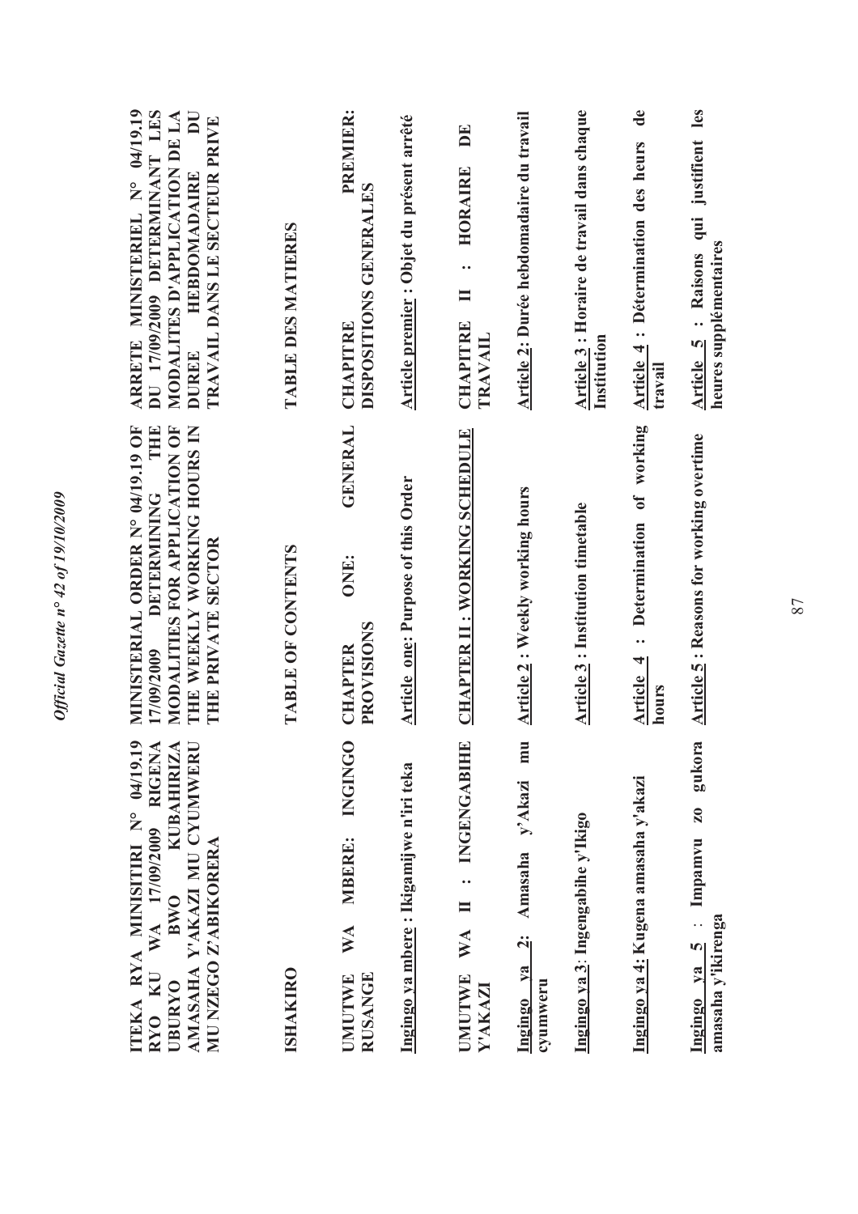**ITEKA RYA MINISITIRI N° 04/19.19 RYO KU WA 17/09/2009 RIGENA UBURYO BWO KUBAHIRIZA AMASAHA Y'AKAZI MU CYUMWERU MU NZEGO Z'ABIKORERA**

**ISHAKIRO**

**UMUTWE WA MBERE: INGINGO RUSANGE**

Ingingo ya mbere : Ikigamijwe n'iri teka

**UMUTWE WA II : INGENGABIHE Y'AKAZI**

Ingingo ya 2: Amasaha y'Akazi mu cyumweru

Ingingo ya 3: Ingengabihe y'Ikigo

Ingingo ya 4: Kugena amasaha y'akazi

Ingingo ya 5 : Impamvu zo gukora amasaha y'ikirenga

**MINISTERIAL ORDER N° 04/19.19 OF 17/09/2009 DETERMINING THE MODALITIES FOR APPLICATION OF THE WEEKLY WORKING HOURS IN THE PRIVATE SECTOR**

**TABLE OF CONTENTS**

**CHAPTER ONE: GENERAL PROVISIONS**

Article one: Purpose of this Order

**CHAPTER II : WORKING SCHEDULE**

Article 2 : Weekly working hours

Article 3 : Institution timetable

Article 4 : Determination of working hours

Article 5 : Reasons for working overtime

**ARRETE MINISTERIEL N° 04/19.19 DU 17/09/2009 DETERMINANT LES MODALITES D'APPLICATION DE LA DUREE HEBDOMADAIRE DU TRAVAIL DANS LE SECTEUR PRIVE**

**TABLE DES MATIERES**

**CHAPITRE PREMIER: DISPOSITIONS GENERALES**

Article premier : Objet du présent arrêté

**CHAPITRE II : HORAIRE DE TRAVAIL**

Article 2: Durée hebdomadaire du travail

Article 3 : Horaire de travail dans chaque Institution

Article 4 : Détermination des heurs de travail

Article 5 : Raisons qui justifient les heures supplémentaires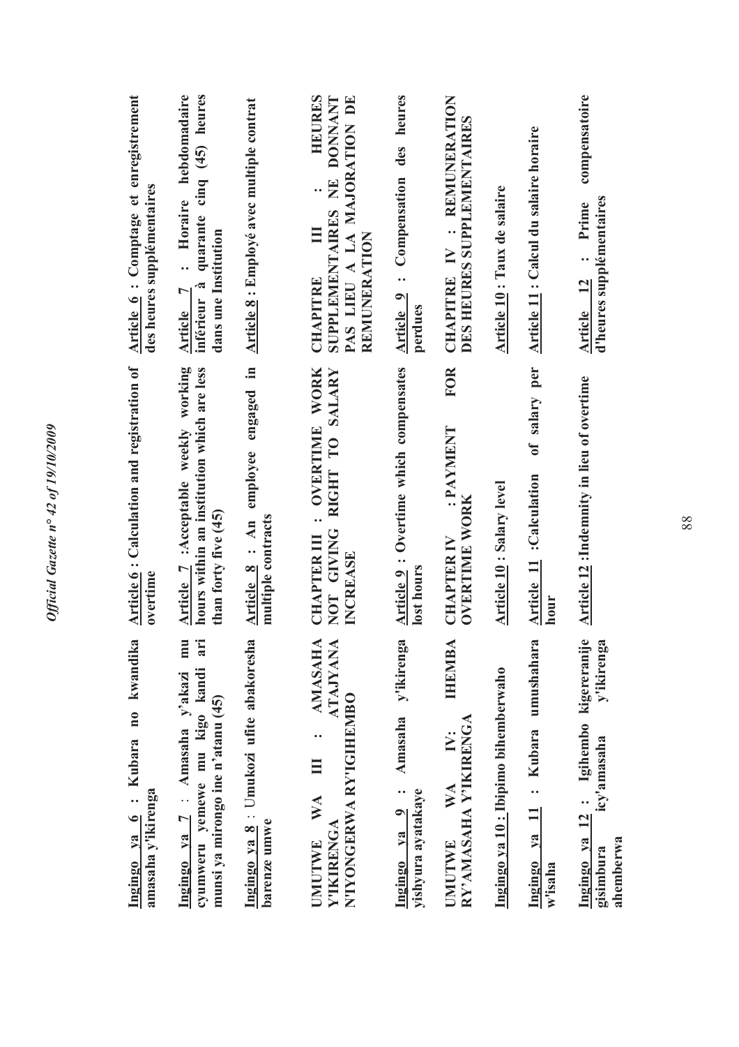| Kinyarwanda | English | Français |
|---|---|---|
| **Ingingo ya 6 : Kubara no kwandika amasaha y'ikirenga** | **Article 6 : Calculation and registration of overtime** | **Article 6 : Comptage et enregistrement des heures supplémentaires** |
| **Ingingo ya 7 : Amasaha y'akazi mu cyumweru yemewe mu kigo kandi ari munsi ya mirongo ine n'atanu (45)** | **Article 7 :Acceptable weekly working hours within an institution which are less than forty five (45)** | **Article 7 : Horaire hebdomadaire inférieur à quarante cinq (45) heures dans une Institution** |
| **Ingingo ya 8 : Umukozi ufite abakoresha barenze umwe** | **Article 8 : An employee engaged in multiple contracts** | **Article 8 : Employé avec multiple contrat** |
| **UMUTWE WA III : AMASAHA Y'IKIRENGA ATAJYANA N'IYONGERWA RY'IGIHEMBO** | **CHAPTER III : OVERTIME WORK NOT GIVING RIGHT TO SALARY INCREASE** | **CHAPITRE III : HEURES SUPPLEMENTAIRES NE DONNANT PAS LIEU A LA MAJORATION DE REMUNERATION** |
| **Ingingo ya 9 : Amasaha y'ikirenga yishyura ayatakaye** | **Article 9 : Overtime which compensates lost hours** | **Article 9 : Compensation des heures perdues** |
| **UMUTWE WA IV: IHEMBA RY'AMASAHA Y'IKIRENGA** | **CHAPTER IV : PAYMENT FOR OVERTIME WORK** | **CHAPITRE IV : REMUNERATION DES HEURES SUPPLEMENTAIRES** |
| **Ingingo ya 10 : Ibipimo bihemberwaho** | **Article 10 : Salary level** | **Article 10 : Taux de salaire** |
| **Ingingo ya 11 : Kubara umushahara w'isaha** | **Article 11 :Calculation of salary per hour** | **Article 11 : Calcul du salaire horaire** |
| **Ingingo ya 12 : Igihembo kigereranije gisimbura icy'amasaha y'ikirenga ahemberwa** | **Article 12 :Indemnity in lieu of overtime** | **Article 12 : Prime compensatoire d'heures supplémentaires** |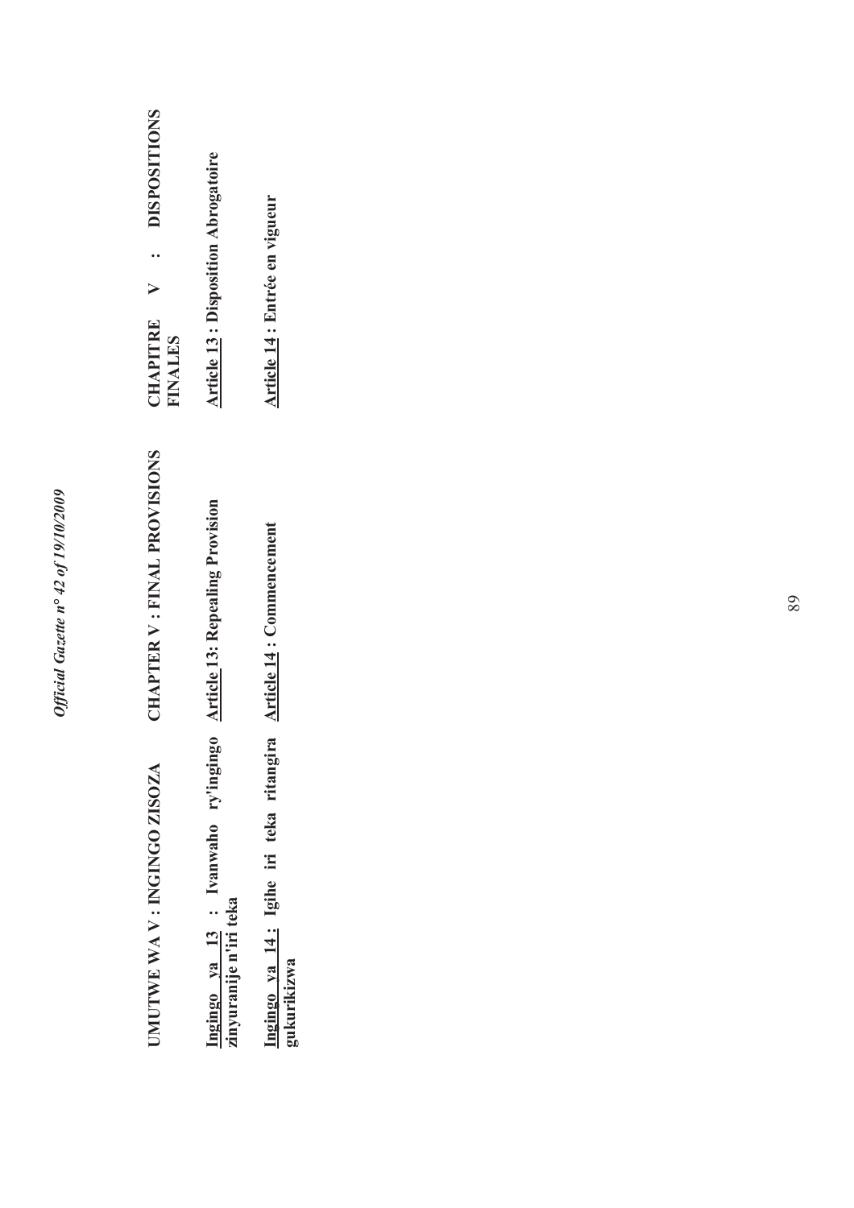**UMUTWE WA V : INGINGO ZISOZA**

**Ingingo ya 13 : Ivanwaho ry'ingingo zinyuranije n'iri teka**

**Ingingo ya 14 : Igihe iri teka ritangira gukurikizwa**

**CHAPTER V : FINAL PROVISIONS**

**Article 13: Repealing Provision**

**Article 14 : Commencement**

**CHAPITRE V : DISPOSITIONS FINALES**

**Article 13 : Disposition Abrogatoire**

**Article 14 : Entrée en vigueur**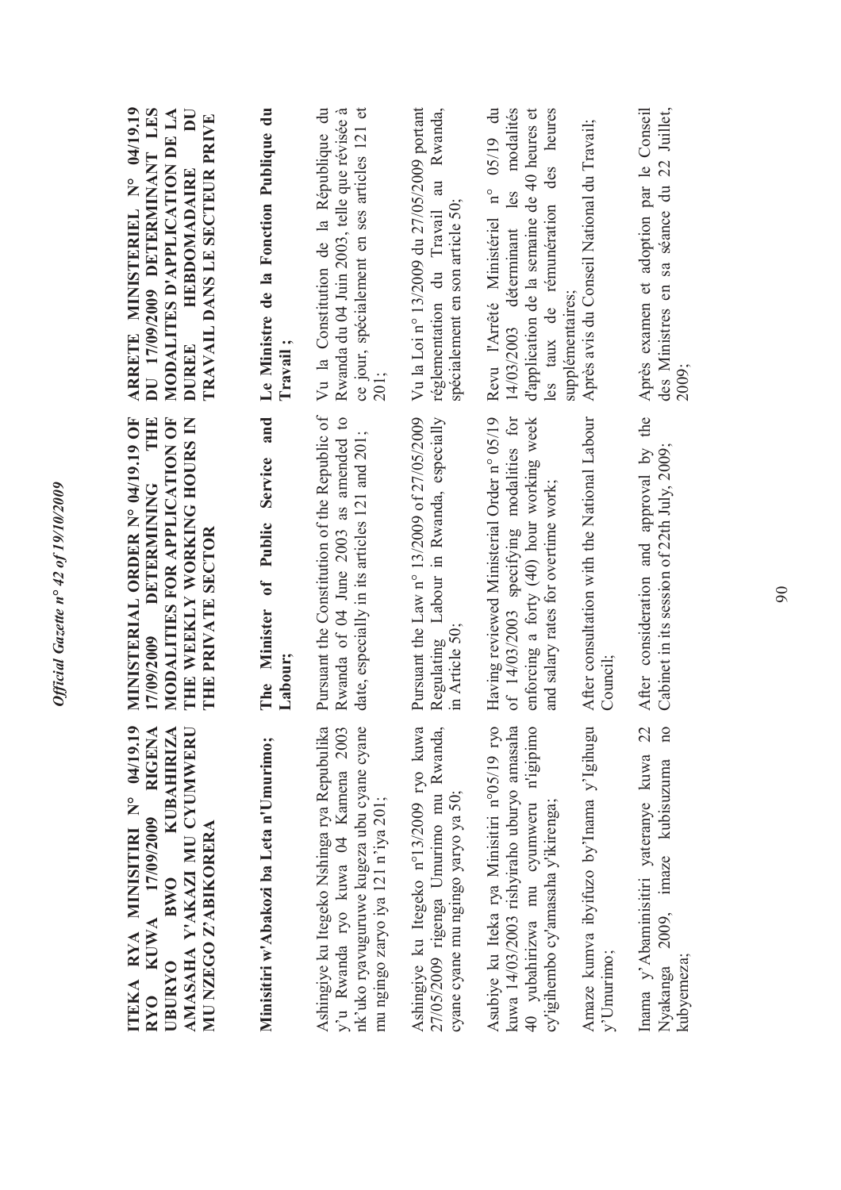**ITEKA RYA MINISITIRI N° 04/19.19 RYO KUWA 17/09/2009 RIGENA UBURYO BWO KUBAHIRIZA AMASAHA Y'AKAZI MU CYUMWERU MU NZEGO Z'ABIKORERA**

**Minisitiri w'Abakozi ba Leta n'Umurimo;**

Ashingiye ku Itegeko Nshinga rya Repubulika y'u Rwanda ryo kuwa 04 Kamena 2003 nk'uko ryavuguruwe kugeza ubu cyane cyane mu ngingo zaryo iya 121 n'iya 201;

Ashingiye ku Itegeko n°13/2009 ryo kuwa 27/05/2009 rigenga Umurimo mu Rwanda, cyane cyane mu ngingo yaryo ya 50;

Asubiye ku Iteka rya Minisitiri n°05/19 ryo kuwa 14/03/2003 rishyiraho uburyo amasaha 40 yubahirizwa mu cyumweru n'igipimo cy'igihembo cy'amasaha y'ikirenga;

Amaze kumva ibyifuzo by'Inama y'Igihugu y'Umurimo;

Inama y'Abaminisitiri yateranye kuwa 22 Nyakanga 2009, imaze kubisuzuma no kubyemeza;

**MINISTERIAL ORDER N° 04/19.19 OF 17/09/2009 DETERMINING THE MODALITIES FOR APPLICATION OF THE WEEKLY WORKING HOURS IN THE PRIVATE SECTOR**

**The Minister of Public Service and Labour;**

Pursuant the Constitution of the Republic of Rwanda of 04 June 2003 as amended to date, especially in its articles 121 and 201;

Pursuant the Law n° 13/2009 of 27/05/2009 Regulating Labour in Rwanda, especially in Article 50;

Having reviewed Ministerial Order n° 05/19 of 14/03/2003 specifying modalities for enforcing a forty (40) hour working week and salary rates for overtime work;

After consultation with the National Labour Council;

After consideration and approval by the Cabinet in its session of 22th July, 2009;

**ARRETE MINISTERIEL N° 04/19.19 DU 17/09/2009 DETERMINANT LES MODALITES D'APPLICATION DE LA DUREE HEBDOMADAIRE DU TRAVAIL DANS LE SECTEUR PRIVE**

**Le Ministre de la Fonction Publique du Travail ;**

Vu la Constitution de la République du Rwanda du 04 Juin 2003, telle que révisée à ce jour, spécialement en ses articles 121 et 201;

Vu la Loi n° 13/2009 du 27/05/2009 portant réglementation du Travail au Rwanda, spécialement en son article 50;

Revu l'Arrêté Ministériel n° 05/19 du 14/03/2003 déterminant les modalités d'application de la semaine de 40 heures et les taux de rémunération des heures supplémentaires;

Après avis du Conseil National du Travail;

Après examen et adoption par le Conseil des Ministres en sa séance du 22 Juillet, 2009;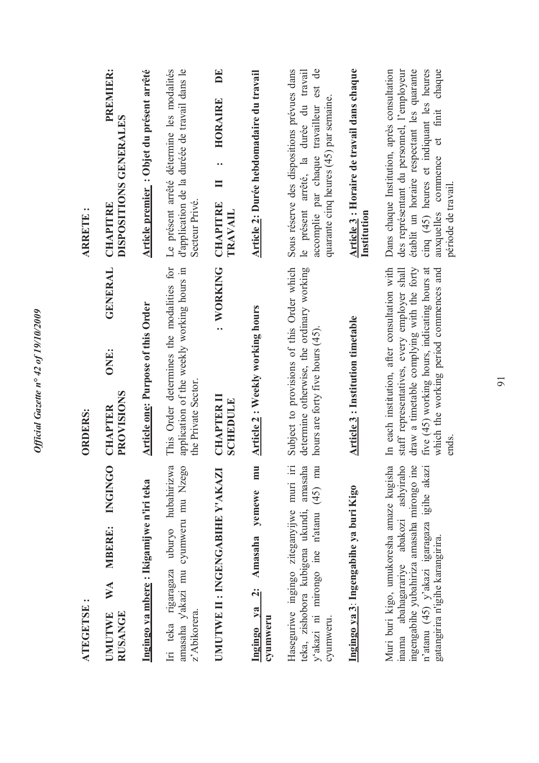**ATEGETSE :**

**UMUTWE WA MBERE: INGINGO RUSANGE**

**Ingingo ya mbere : Ikigamijwe n'iri teka**

Iri teka rigaragaza uburyo hubahirizwa amasaha y'akazi mu cyumweru mu Nzego z'Abikorera.

**UMUTWE II : INGENGABIHE Y'AKAZI**

**Ingingo ya 2: Amasaha yemewe mu cyumweru**

Haseguriwe ingingo ziteganyijwe muri iri teka, zishobora kubigena ukundi, amasaha y'akazi ni mirongo ine n'atanu (45) mu cyumweru.

**Ingingo ya 3: Ingengabihe ya buri Kigo**

Muri buri kigo, umukoresha amaze kugisha inama abahagarariye abakozi ashyiraho ingengabihe yubahiriza amasaha mirongo ine n'atanu (45) y'akazi igaragaza igihe akazi gatangirira n'igihe karangirira.

**ORDERS:**

**CHAPTER ONE: GENERAL PROVISIONS**

**Article one: Purpose of this Order**

This Order determines the modalities for application of the weekly working hours in the Private Sector.

**CHAPTER II : WORKING SCHEDULE**

**Article 2 : Weekly working hours**

Subject to provisions of this Order which determine otherwise, the ordinary working hours are forty five hours (45).

**Article 3 : Institution timetable**

In each institution, after consultation with staff representatives, every employer shall draw a timetable complying with the forty five (45) working hours, indicating hours at which the working period commences and ends.

**ARRETE :**

**CHAPITRE PREMIER: DISPOSITIONS GENERALES**

**Article premier : Objet du présent arrêté**

Le présent arrêté détermine les modalités d'application de la durée de travail dans le Secteur Privé.

**CHAPITRE II : HORAIRE DE TRAVAIL**

**Article 2: Durée hebdomadaire du travail**

Sous réserve des dispositions prévues dans le présent arrêté, la durée du travail accomplie par chaque travailleur est de quarante cinq heures (45) par semaine.

**Article 3 : Horaire de travail dans chaque Institution**

Dans chaque Institution, après consultation des représentant du personnel, l'employeur établit un horaire respectant les quarante cinq (45) heures et indiquant les heures auxquelles commence et finit chaque période de travail.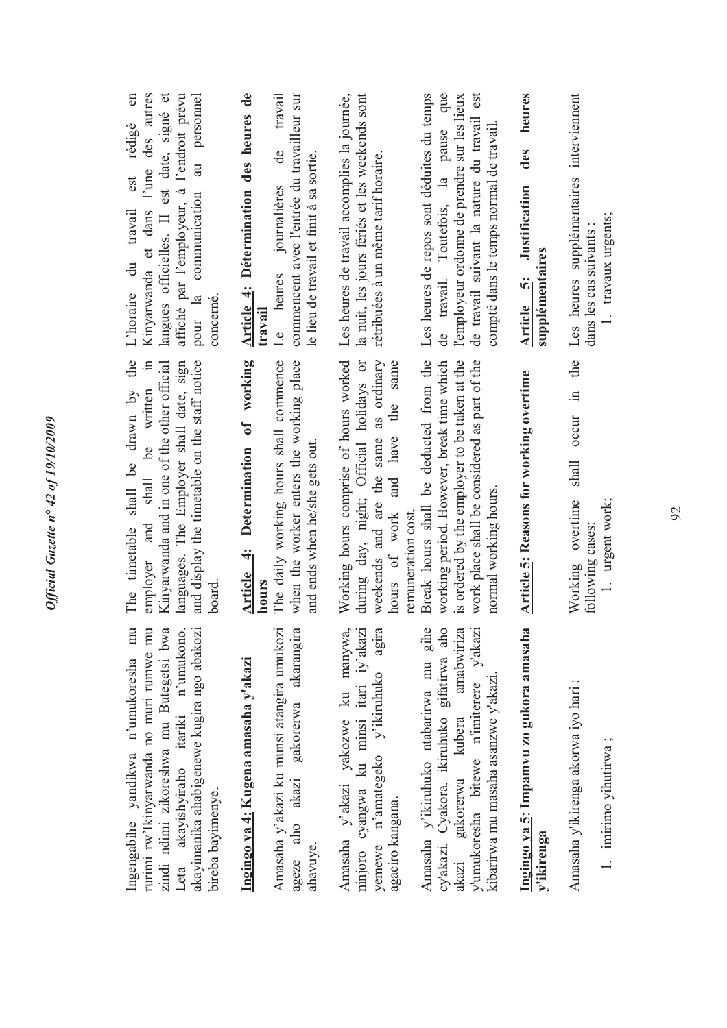Ingengabihe yandikwa n'umukoresha mu rurimi rw'Ikinyarwanda no muri rumwe mu zindi ndimi zikoreshwa mu Butegetsi bwa Leta akayishyiraho itariki n'umukono, akayimanika ahabigenewe kugira ngo abakozi bireba bayimenye.

**Ingingo ya 4: Kugena amasaha y'akazi**

Amasaha y'akazi ku munsi atangira umukozi ageze aho akazi gakorerwa akarangira ahavuye.

Amasaha y'akazi yakozwe ku manywa, ninjoro cyangwa ku minsi itari iy'akazi yemewe n'amategeko y'ikiruhuko agira agaciro kangana.

Amasaha y'ikiruhuko ntabarirwa mu gihe cy'akazi. Cyakora, ikiruhuko gifatirwa aho akazi gakorerwa kubera amabwiriza y'umukoresha bitewe n'imiterere y'akazi kibarirwa mu masaha asanzwe y'akazi.

**Ingingo ya 5: Impamvu zo gukora amasaha y'ikirenga**

Amasaha y'ikirenga akorwa iyo hari :

1. imirimo yihutirwa ;

The timetable shall be drawn by the employer and shall be written in Kinyarwanda and in one of the other official languages. The Employer shall date, sign and display the timetable on the staff notice board.

**Article 4: Determination of working hours**

The daily working hours shall commence when the worker enters the working place and ends when he/she gets out.

Working hours comprise of hours worked during day, night; Official holidays or weekends and are the same as ordinary hours of work and have the same remuneration cost.

Break hours shall be deducted from the working period. However, break time which is ordered by the employer to be taken at the work place shall be considered as part of the normal working hours.

**Article 5: Reasons for working overtime**

Working overtime shall occur in the following cases:

1. urgent work;

L'horaire du travail est rédigé en Kinyarwanda et dans l'une des autres langues officielles. Il est daté, signé et affiché par l'employeur, à l'endroit prévu pour la communication au personnel concerné.

**Article 4: Détermination des heures de travail**

Le heures journalières de travail commencent avec l'entrée du travailleur sur le lieu de travail et finit à sa sortie.

Les heures de travail accomplies la journée, la nuit, les jours fériés et les weekends sont rétribuées à un même tarif horaire.

Les heures de repos sont déduites du temps de travail. Toutefois, la pause que l'employeur ordonne de prendre sur les lieux de travail suivant la nature du travail est compté dans le temps normal de travail.

**Article 5: Justification des heures supplémentaires**

Les heures supplémentaires interviennent dans les cas suivants :

1. travaux urgents;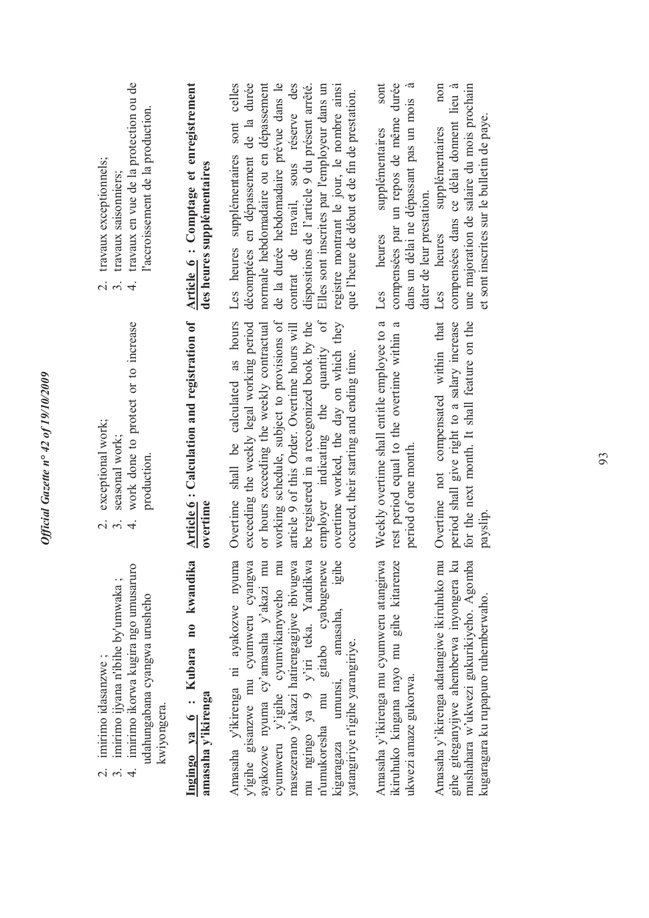2. imirimo idasanzwe ;
3. imirimo ijyana n'ibihe by'umwaka ;
4. imirimo ikorwa kugira ngo umusaruro udahungabana cyangwa urusheho kwiyongera.

**Ingingo ya 6 : Kubara no kwandika amasaha y'ikirenga**

Amasaha y'ikirenga ni ayakozwe nyuma y'igihe gisanzwe mu cyumweru cyangwa ayakozwe nyuma cy'amasaha y'akazi mu cyumweru y'igihe cyumvikanyweho mu masezerano y'akazi hatirengagijwe ibivugwa mu ngingo ya 9 y'iri teka. Yandikwa n'umukoresha mu gitabo cyabugenewe kigaragaza umunsi, amasaha, igihe yatangiriye n'igihe yarangiriye.

Amasaha y'ikirenga mu cyumweru atangirwa ikiruhuko kingana nayo mu gihe kitarenze ukwezi amaze gukorwa.

Amasaha y'ikirenga adatangiwe ikiruhuko mu gihe giteganyijwe ahemberwa inyongera ku mushahara w'ukwezi gukurikiyeho. Agomba kugaragara ku rupapuro ruhemberwaho.

2. exceptional work;
3. seasonal work;
4. work done to protect or to increase production.

**Article 6 : Calculation and registration of overtime**

Overtime shall be calculated as hours exceeding the weekly legal working period or hours exceeding the weekly contractual working schedule, subject to provisions of article 9 of this Order. Overtime hours will be registered in a recognized book by the employer indicating the quantity of overtime worked, the day on which they occured, their starting and ending time.

Weekly overtime shall entitle employee to a rest period equal to the overtime within a period of one month.

Overtime not compensated within that period shall give right to a salary increase for the next month. It shall feature on the payslip.

2. travaux exceptionnels;
3. travaux saisonniers;
4. travaux en vue de la protection ou de l'accroissement de la production.

**Article 6 : Comptage et enregistrement des heures supplémentaires**

Les heures supplémentaires sont celles décomptées en dépassement de la durée normale hebdomadaire ou en dépassement de la durée hebdomadaire prévue dans le contrat de travail, sous réserve des dispositions de l'article 9 du présent arrêté. Elles sont inscrites par l'employeur dans un registre montrant le jour, le nombre ainsi que l'heure de début et de fin de prestation.

Les heures supplémentaires sont compensées par un repos de même durée dans un délai ne dépassant pas un mois à dater de leur prestation.

Les heures supplémentaires non compensées dans ce délai donnent lieu à une majoration de salaire du mois prochain et sont inscrites sur le bulletin de paye.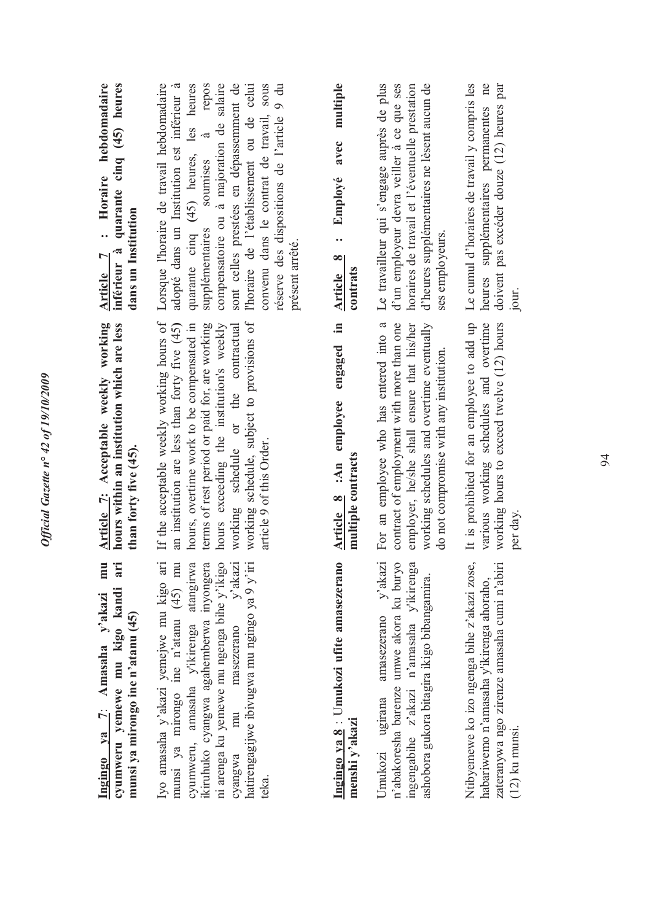**Ingingo ya 7**: **Amasaha y'akazi mu cyumweru yemewe mu kigo kandi ari munsi ya mirongo ine n'atanu (45)**

Iyo amasaha y'akazi yemejwe mu kigo ari munsi ya mirongo ine n'atanu (45) mu cyumweru, amasaha y'ikirenga atangirwa ikiruhuko cyangwa agahemberwa inyongera ni arenga ku yemewe mu ngenga bihe y'ikigo cyangwa mu masezerano y'akazi hatirengagijwe ibivugwa mu ngingo ya 9 y'iri teka.

**Ingingo ya 8** : U**mukozi ufite amasezerano menshi y'akazi**

Umukozi ugirana amasezerano y'akazi n'abakoresha barenze umwe akora ku buryo ingengabihe z'akazi n'amasaha y'ikirenga ashobora gukora bitagira ikigo bibangamira.

Ntibyemewe ko izo ngenga bihe z'akazi zose, habariwemo n'amasaha y'ikirenga ahoraho, zateranywa ngo zirenze amasaha cumi n'abiri (12) ku munsi.

**Article 7: Acceptable weekly working hours within an institution which are less than forty five (45).**

If the acceptable weekly working hours of an institution are less than forty five (45) hours, overtime work to be compensated in terms of rest period or paid for, are working hours exceeding the institution's weekly working schedule or the contractual working schedule, subject to provisions of article 9 of this Order.

**Article 8 :An employee engaged in multiple contracts**

For an employee who has entered into a contract of employment with more than one employer, he/she shall ensure that his/her working schedules and overtime eventually do not compromise with any institution.

It is prohibited for an employee to add up various working schedules and overtime working hours to exceed twelve (12) hours per day.

**Article 7 : Horaire hebdomadaire inférieur à quarante cinq (45) heures dans un Institution**

Lorsque l'horaire de travail hebdomadaire adopté dans un Institution est inférieur à quarante cinq (45) heures, les heures supplémentaires soumises à repos compensatoire ou à majoration de salaire sont celles prestées en dépassemment de l'horaire de l'établissement ou de celui convenu dans le contrat de travail, sous réserve des dispositions de l'article 9 du présent arrêté.

**Article 8 : Employé avec multiple contrats**

Le travailleur qui s'engage auprès de plus d'un employeur devra veiller à ce que ses horaires de travail et l'éventuelle prestation d'heures supplémentaires ne lèsent aucun de ses employeurs.

Le cumul d'horaires de travail y compris les heures supplémentaires permanentes ne doivent pas excéder douze (12) heures par jour.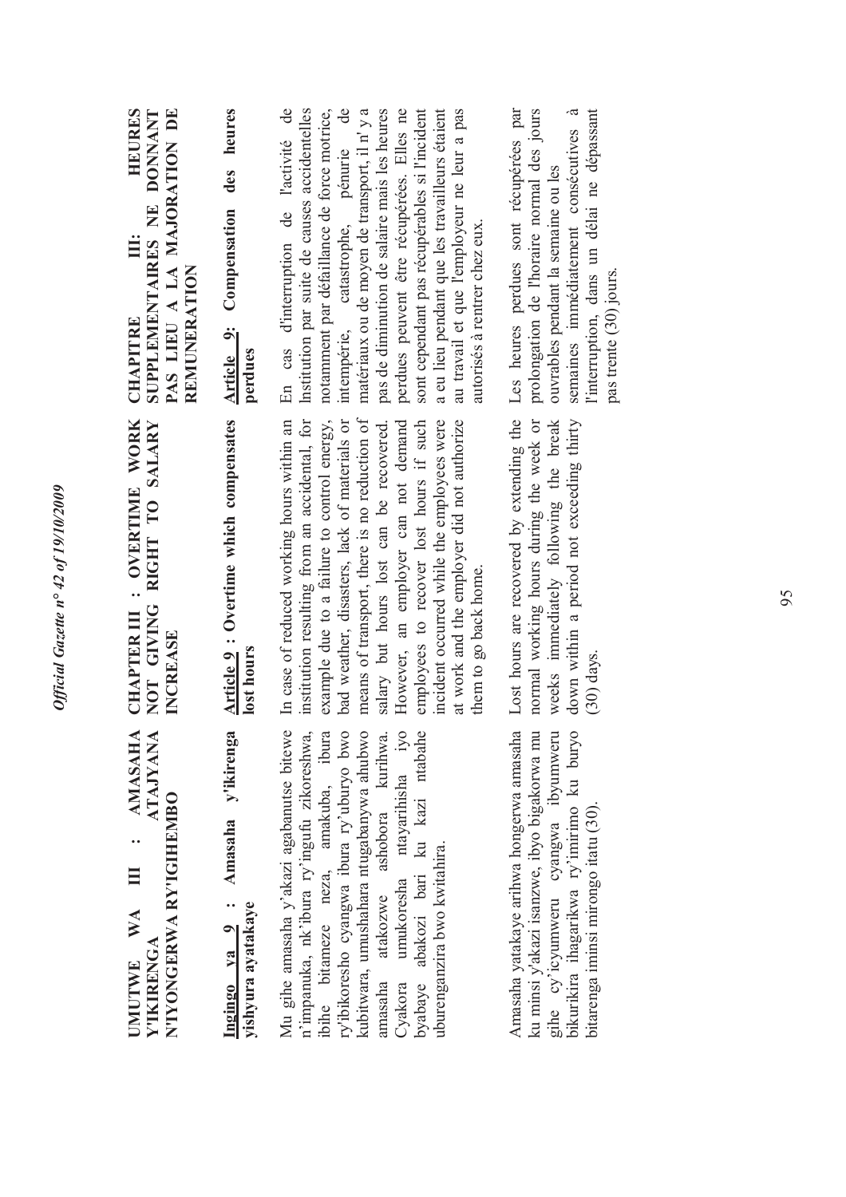**UMUTWE WA III : AMASAHA Y'IKIRENGA ATAJYANA N'IYONGERWA RY'IGIHEMBO**

**Ingingo ya 9 : Amasaha y'ikirenga yishyura ayatakaye**

Mu gihe amasaha y'akazi agabanutse bitewe n'impanuka, nk'ibura ry'ingufu zikoreshwa, ibihe bitameze neza, amakuba, ibura ry'ibikoresho cyangwa ibura ry'uburyo bwo kubitwara, umushahara ntugabanywa ahubwo amasaha atakozwe ashobora kurihwa. Cyakora umukoresha ntayarihisha iyo byabaye abakozi bari ku kazi ntabahe uburenganzira bwo kwitahira.

Amasaha yatakaye arihwa hongerwa amasaha ku minsi y'akazi isanzwe, ibyo bigakorwa mu gihe cy'icyumweru cyangwa ibyumweru bikurikira ihagarikwa ry'imirimo ku buryo bitarenga iminsi mirongo itatu (30).

**CHAPTER III : OVERTIME WORK NOT GIVING RIGHT TO SALARY INCREASE**

**Article 9 : Overtime which compensates lost hours**

In case of reduced working hours within an institution resulting from an accidental, for example due to a failure to control energy, bad weather, disasters, lack of materials or means of transport, there is no reduction of salary but hours lost can be recovered. However, an employer can not demand employees to recover lost hours if such incident occurred while the employees were at work and the employer did not authorize them to go back home.

Lost hours are recovered by extending the normal working hours during the week or weeks immediately following the break down within a period not exceeding thirty (30) days.

**CHAPITRE III: HEURES SUPPLEMENTAIRES NE DONNANT PAS LIEU A LA MAJORATION DE REMUNERATION**

**Article 9: Compensation des heures perdues**

En cas d'interruption de l'activité de l'institution par suite de causes accidentelles notamment par défaillance de force motrice, intempérie, catastrophe, pénurie de matériaux ou de moyen de transport, il n'y a pas de diminution de salaire mais les heures perdues peuvent être récupérées. Elles ne sont cependant pas récupérables si l'incident a eu lieu pendant que les travailleurs étaient au travail et que l'employeur ne leur a pas autorisés à rentrer chez eux.

Les heures perdues sont récupérées par prolongation de l'horaire normal des jours ouvrables pendant la semaine ou les semaines immédiatement consécutives à l'interruption, dans un délai ne dépassant pas trente (30) jours.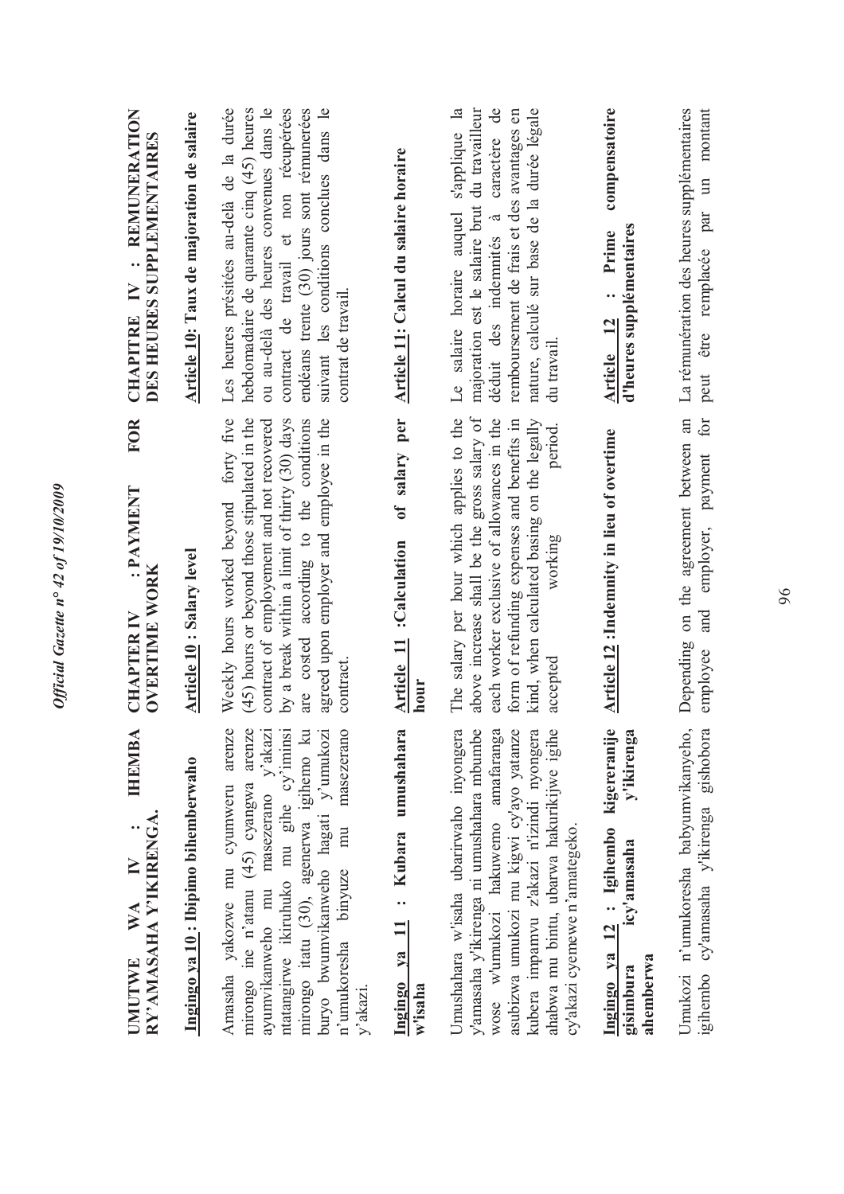## UMUTWE WA IV : IHEMBA RY'AMASAHA Y'IKIRENGA.

### Ingingo ya 10 : Ibipimo bihemberwaho

Amasaha yakozwe mu cyumweru arenze mirongo ine n'atanu (45) cyangwa arenze ayumvikanweho mu masezerano y'akazi ntatangirwe ikiruhuko mu gihe cy'iminsi mirongo itatu (30), agenerwa igihembo ku buryo bwumvikanweho hagati y'umukozi n'umukoresha binyuze mu masezerano y'akazi.

### Ingingo ya 11 : Kubara umushahara w'isaha

Umushahara w'isaha ubarirwaho inyongera y'amasaha y'ikirenga ni umushahara mbumbe wose w'umukozi hakuwemo amafaranga asubizwa umukozi mu kigwi cy'ayo yatanze kubera impamvu z'akazi n'izindi nyongera ahabwa mu bintu, ubarwa hakurikijwe igihe cy'akazi cyemewe n'amategeko.

### Ingingo ya 12 : Igihembo kigereranije gisimbura icy'amasaha y'ikirenga ahemberwa

Umukozi n'umukoresha babyumvikanyeho, igihembo cy'amasaha y'ikirenga gishobora

## CHAPTER IV : PAYMENT FOR OVERTIME WORK

### Article 10 : Salary level

Weekly hours worked beyond forty five (45) hours or beyond those stipulated in the contract of employement and not recovered by a break within a limit of thirty (30) days are costed according to the conditions agreed upon employer and employee in the contract.

### Article 11 :Calculation of salary per hour

The salary per hour which applies to the above increase shall be the gross salary of each worker exclusive of allowances in the form of refunding expenses and benefits in kind, when calculated basing on the legally accepted working period.

### Article 12 :Indemnity in lieu of overtime

Depending on the agreement between an employee and employer, payment for

## CHAPITRE IV : REMUNERATION DES HEURES SUPPLEMENTAIRES

### Article 10: Taux de majoration de salaire

Les heures prèsitées au-delà de la durée hebdomadaire de quarante cinq (45) heures ou au-delà des heures convenues dans le contract de travail et non récupérées endéans trente (30) jours sont rémunerées suivant les conditions conclues dans le contrat de travail.

### Article 11: Calcul du salaire horaire

Le salaire horaire auquel s'applique la majoration est le salaire brut du travailleur déduit des indemnités à caractère de remboursement de frais et des avantages en nature, calculé sur base de la durée légale du travail.

### Article 12 : Prime compensatoire d'heures supplémentaires

La rémunération des heures supplémentaires peut être remplacée par un montant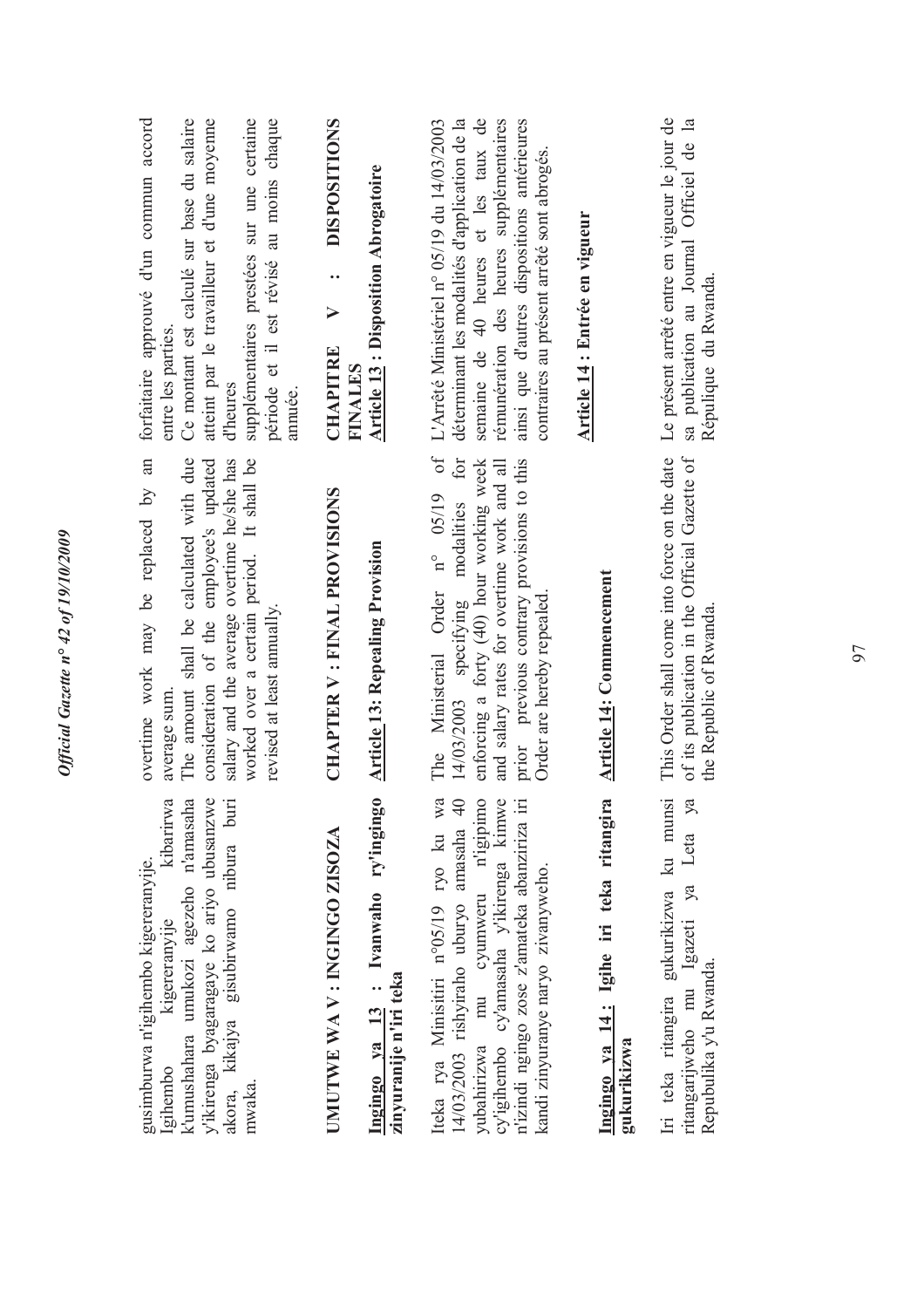gusimburwa n'igihembo kigereranyije.
Igihembo kigereranyije kibarirwa k'umushahara umukozi agezeho n'amasaha y'ikirenga byagaragaye ko ariyo ubusanzwe akora, kikajya gisubirwamo nibura buri mwaka.

overtime work may be replaced by an average sum.
The amount shall be calculated with due consideration of the employee's updated salary and the average overtime he/she has worked over a certain period. It shall be revised at least annually.

forfaitaire approuvé d'un commun accord entre les parties.
Ce montant est calculé sur base du salaire atteint par le travailleur et d'une moyenne d'heures supplémentaires prestées sur une certaine période et il est révisé au moins chaque année.

## UMUTWE WA V : INGINGO ZISOZA

## CHAPTER V : FINAL PROVISIONS

## CHAPITRE V : DISPOSITIONS FINALES

**Ingingo ya 13 : Ivanwaho ry'ingingo zinyuranije n'iri teka**

Iteka rya Minisitiri n°05/19 ryo ku wa 14/03/2003 rishyiraho uburyo amasaha 40 yubahirizwa mu cyumweru n'igipimo cy'igihembo cy'amasaha y'ikirenga kimwe n'izindi ngingo zose z'amateka abanziriza iri kandi zinyuranye naryo zivanyweho.

**Article 13: Repealing Provision**

The Ministerial Order n° 05/19 of 14/03/2003 specifying modalities for enforcing a forty (40) hour working week and salary rates for overtime work and all prior previous contrary provisions to this Order are hereby repealed.

**Article 13 : Disposition Abrogatoire**

L'Arrêté Ministériel n° 05/19 du 14/03/2003 déterminant les modalités d'application de la semaine de 40 heures et les taux de rémunération des heures supplémentaires ainsi que d'autres dispositions antérieures contraires au présent arrêté sont abrogés.

**Ingingo ya 14: Igihe iri teka ritangira gukurikizwa**

Iri teka ritangira gukurikizwa ku munsi ritangarijweho mu Igazeti ya Leta ya Repubulika y'u Rwanda.

**Article 14: Commencement**

This Order shall come into force on the date of its publication in the Official Gazette of the Republic of Rwanda.

**Article 14 : Entrée en vigueur**

Le présent arrêté entre en vigueur le jour de sa publication au Journal Officiel de la Républque du Rwanda.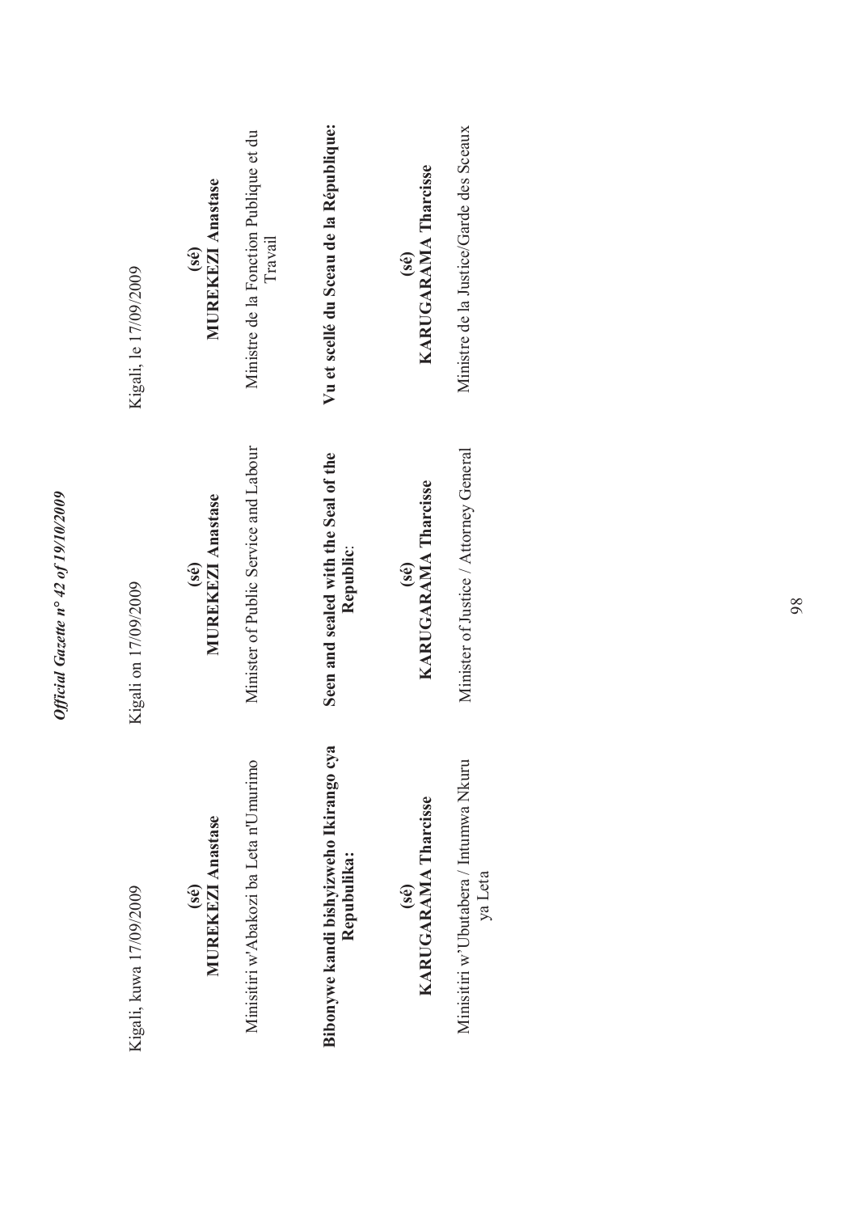Kigali, kuwa 17/09/2009

**(sé)**
**MUREKEZI Anastase**

Minisitiri w'Abakozi ba Leta n'Umurimo

**Bibonywe kandi bishyizweho Ikirango cya Repubulika:**

**(sé)**
**KARUGARAMA Tharcisse**

Minisitiri w'Ubutabera / Intumwa Nkuru ya Leta

Kigali on 17/09/2009

**(sé)**
**MUREKEZI Anastase**

Minister of Public Service and Labour

**Seen and sealed with the Seal of the Republic:**

**(sé)**
**KARUGARAMA Tharcisse**

Minister of Justice / Attorney General

Kigali, le 17/09/2009

**(sé)**
**MUREKEZI Anastase**

Ministre de la Fonction Publique et du Travail

**Vu et scellé du Sceau de la République:**

**(sé)**
**KARUGARAMA Tharcisse**

Ministre de la Justice/Garde des Sceaux